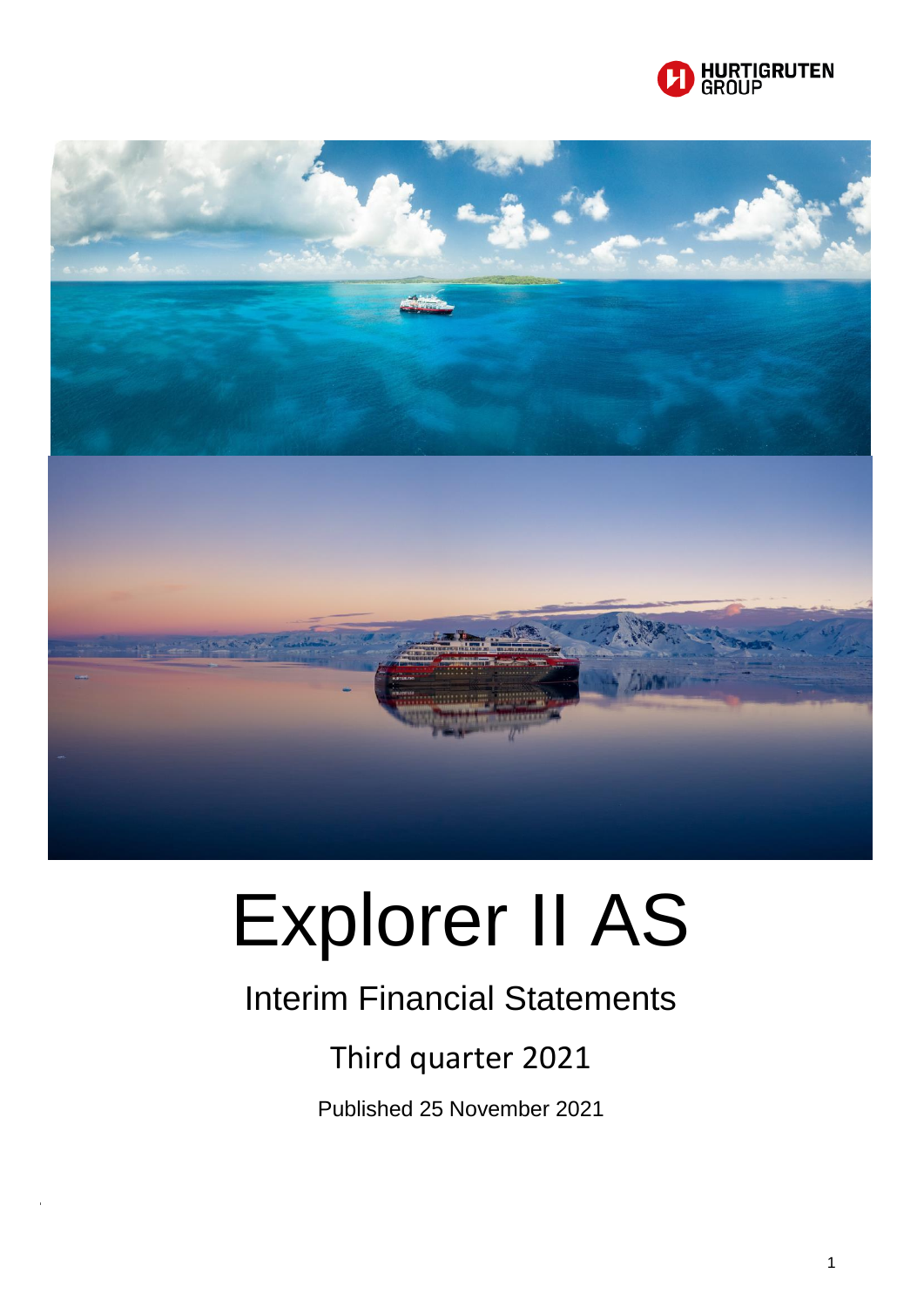HURTIGRUTEN GROUP

# Explorer II AS

## Interim Financial Statements

### Third quarter 2021

Published 25 November 2021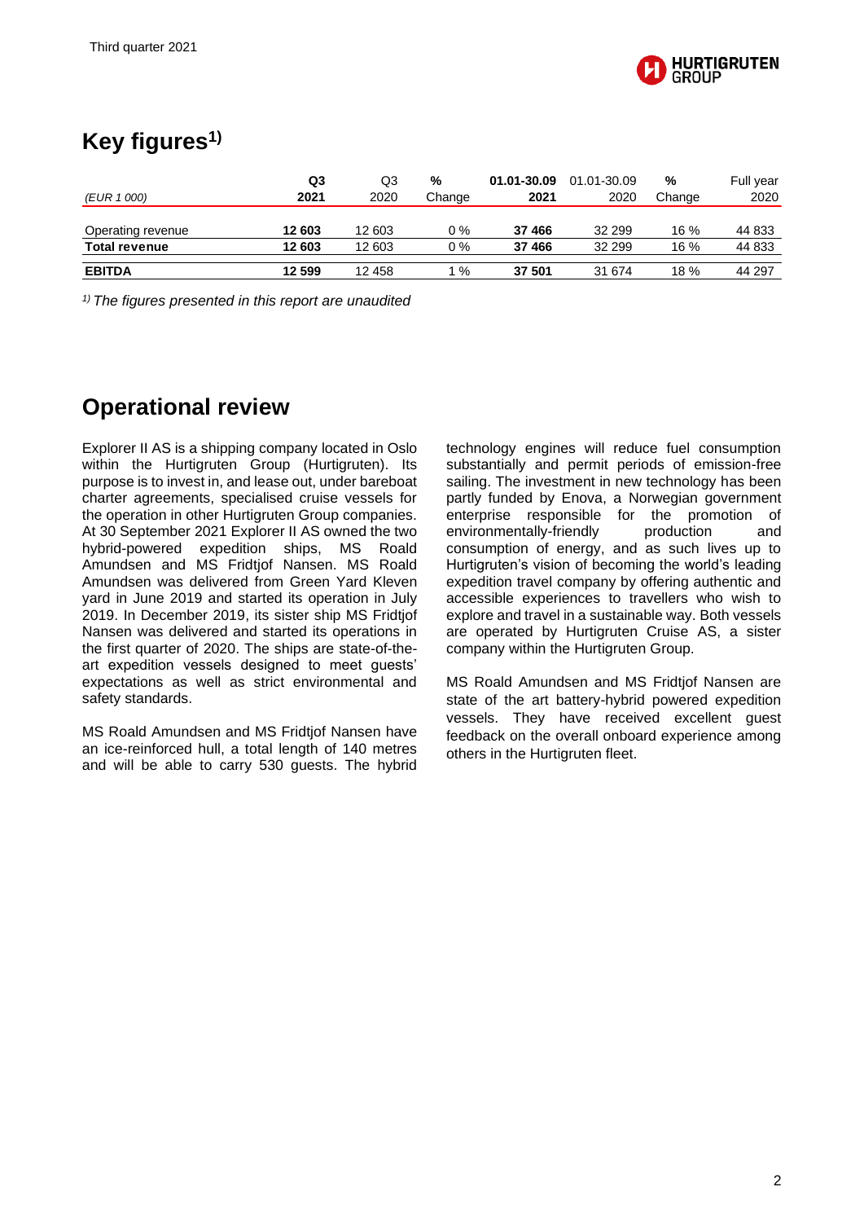## Key figures[1)]

| (EUR 1 000) | Q3 2021 | Q3 2020 | % Change | 01.01-30.09 2021 | 01.01-30.09 2020 | % Change | Full year 2020 |
|---|---|---|---|---|---|---|---|
| Operating revenue | **12 603** | 12 603 | 0 % | **37 466** | 32 299 | 16 % | 44 833 |
| **Total revenue** | **12 603** | 12 603 | 0 % | **37 466** | 32 299 | 16 % | 44 833 |
| **EBITDA** | **12 599** | 12 458 | 1 % | **37 501** | 31 674 | 18 % | 44 297 |

*[1)] The figures presented in this report are unaudited*

## Operational review

Explorer II AS is a shipping company located in Oslo within the Hurtigruten Group (Hurtigruten). Its purpose is to invest in, and lease out, under bareboat charter agreements, specialised cruise vessels for the operation in other Hurtigruten Group companies. At 30 September 2021 Explorer II AS owned the two hybrid-powered expedition ships, MS Roald Amundsen and MS Fridtjof Nansen. MS Roald Amundsen was delivered from Green Yard Kleven yard in June 2019 and started its operation in July 2019. In December 2019, its sister ship MS Fridtjof Nansen was delivered and started its operations in the first quarter of 2020. The ships are state-of-the-art expedition vessels designed to meet guests' expectations as well as strict environmental and safety standards.

MS Roald Amundsen and MS Fridtjof Nansen have an ice-reinforced hull, a total length of 140 metres and will be able to carry 530 guests. The hybrid technology engines will reduce fuel consumption substantially and permit periods of emission-free sailing. The investment in new technology has been partly funded by Enova, a Norwegian government enterprise responsible for the promotion of environmentally-friendly production and consumption of energy, and as such lives up to Hurtigruten's vision of becoming the world's leading expedition travel company by offering authentic and accessible experiences to travellers who wish to explore and travel in a sustainable way. Both vessels are operated by Hurtigruten Cruise AS, a sister company within the Hurtigruten Group.

MS Roald Amundsen and MS Fridtjof Nansen are state of the art battery-hybrid powered expedition vessels. They have received excellent guest feedback on the overall onboard experience among others in the Hurtigruten fleet.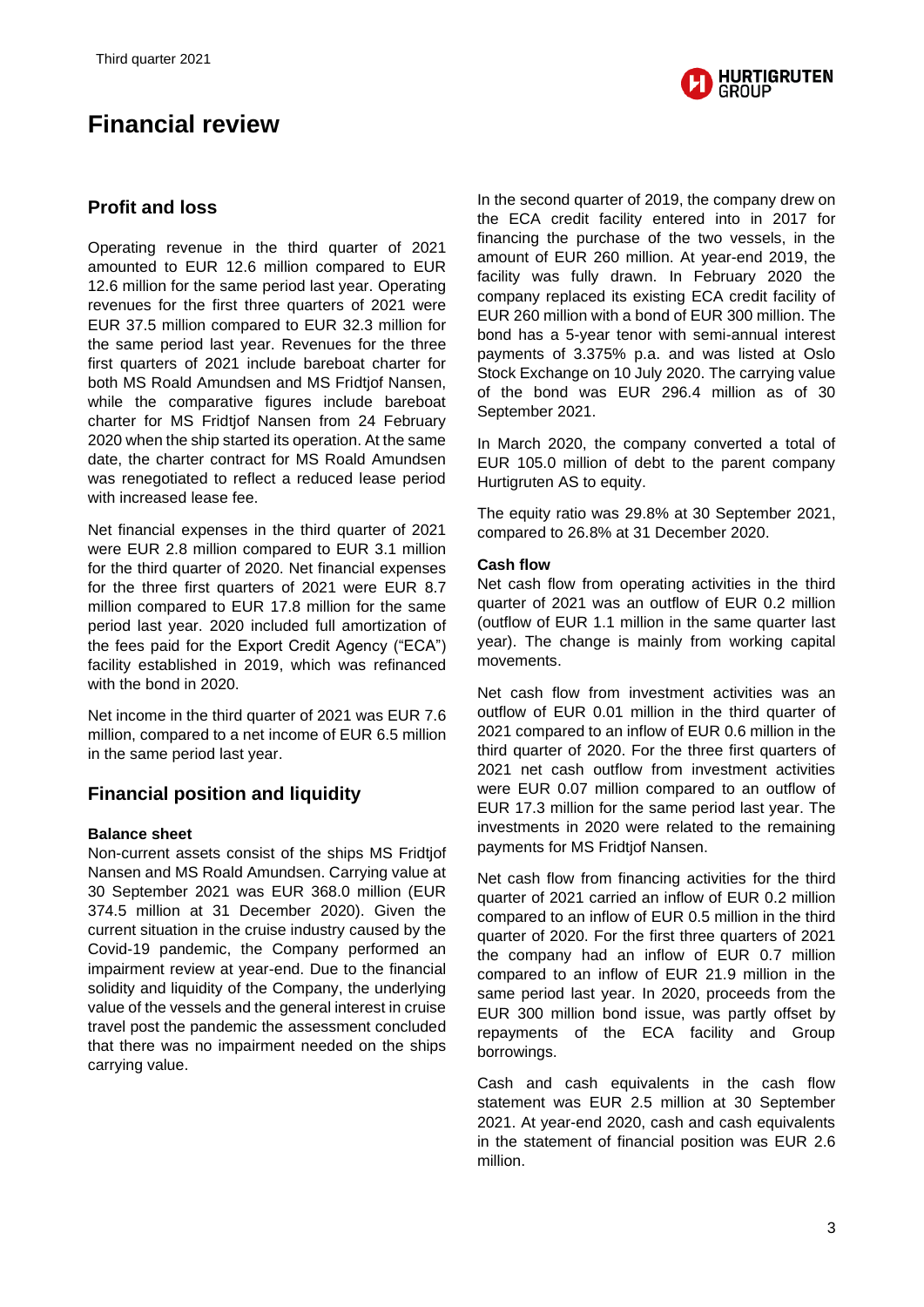# Financial review

## Profit and loss

Operating revenue in the third quarter of 2021 amounted to EUR 12.6 million compared to EUR 12.6 million for the same period last year. Operating revenues for the first three quarters of 2021 were EUR 37.5 million compared to EUR 32.3 million for the same period last year. Revenues for the three first quarters of 2021 include bareboat charter for both MS Roald Amundsen and MS Fridtjof Nansen, while the comparative figures include bareboat charter for MS Fridtjof Nansen from 24 February 2020 when the ship started its operation. At the same date, the charter contract for MS Roald Amundsen was renegotiated to reflect a reduced lease period with increased lease fee.

Net financial expenses in the third quarter of 2021 were EUR 2.8 million compared to EUR 3.1 million for the third quarter of 2020. Net financial expenses for the three first quarters of 2021 were EUR 8.7 million compared to EUR 17.8 million for the same period last year. 2020 included full amortization of the fees paid for the Export Credit Agency ("ECA") facility established in 2019, which was refinanced with the bond in 2020.

Net income in the third quarter of 2021 was EUR 7.6 million, compared to a net income of EUR 6.5 million in the same period last year.

## Financial position and liquidity

**Balance sheet**

Non-current assets consist of the ships MS Fridtjof Nansen and MS Roald Amundsen. Carrying value at 30 September 2021 was EUR 368.0 million (EUR 374.5 million at 31 December 2020). Given the current situation in the cruise industry caused by the Covid-19 pandemic, the Company performed an impairment review at year-end. Due to the financial solidity and liquidity of the Company, the underlying value of the vessels and the general interest in cruise travel post the pandemic the assessment concluded that there was no impairment needed on the ships carrying value.

In the second quarter of 2019, the company drew on the ECA credit facility entered into in 2017 for financing the purchase of the two vessels, in the amount of EUR 260 million. At year-end 2019, the facility was fully drawn. In February 2020 the company replaced its existing ECA credit facility of EUR 260 million with a bond of EUR 300 million. The bond has a 5-year tenor with semi-annual interest payments of 3.375% p.a. and was listed at Oslo Stock Exchange on 10 July 2020. The carrying value of the bond was EUR 296.4 million as of 30 September 2021.

In March 2020, the company converted a total of EUR 105.0 million of debt to the parent company Hurtigruten AS to equity.

The equity ratio was 29.8% at 30 September 2021, compared to 26.8% at 31 December 2020.

**Cash flow**

Net cash flow from operating activities in the third quarter of 2021 was an outflow of EUR 0.2 million (outflow of EUR 1.1 million in the same quarter last year). The change is mainly from working capital movements.

Net cash flow from investment activities was an outflow of EUR 0.01 million in the third quarter of 2021 compared to an inflow of EUR 0.6 million in the third quarter of 2020. For the three first quarters of 2021 net cash outflow from investment activities were EUR 0.07 million compared to an outflow of EUR 17.3 million for the same period last year. The investments in 2020 were related to the remaining payments for MS Fridtjof Nansen.

Net cash flow from financing activities for the third quarter of 2021 carried an inflow of EUR 0.2 million compared to an inflow of EUR 0.5 million in the third quarter of 2020. For the first three quarters of 2021 the company had an inflow of EUR 0.7 million compared to an inflow of EUR 21.9 million in the same period last year. In 2020, proceeds from the EUR 300 million bond issue, was partly offset by repayments of the ECA facility and Group borrowings.

Cash and cash equivalents in the cash flow statement was EUR 2.5 million at 30 September 2021. At year-end 2020, cash and cash equivalents in the statement of financial position was EUR 2.6 million.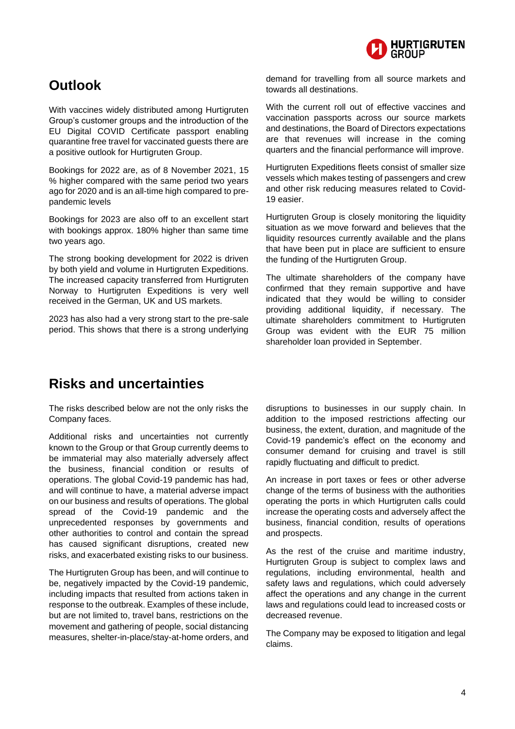## Outlook

With vaccines widely distributed among Hurtigruten Group's customer groups and the introduction of the EU Digital COVID Certificate passport enabling quarantine free travel for vaccinated guests there are a positive outlook for Hurtigruten Group.

Bookings for 2022 are, as of 8 November 2021, 15 % higher compared with the same period two years ago for 2020 and is an all-time high compared to pre-pandemic levels

Bookings for 2023 are also off to an excellent start with bookings approx. 180% higher than same time two years ago.

The strong booking development for 2022 is driven by both yield and volume in Hurtigruten Expeditions. The increased capacity transferred from Hurtigruten Norway to Hurtigruten Expeditions is very well received in the German, UK and US markets.

2023 has also had a very strong start to the pre-sale period. This shows that there is a strong underlying demand for travelling from all source markets and towards all destinations.

With the current roll out of effective vaccines and vaccination passports across our source markets and destinations, the Board of Directors expectations are that revenues will increase in the coming quarters and the financial performance will improve.

Hurtigruten Expeditions fleets consist of smaller size vessels which makes testing of passengers and crew and other risk reducing measures related to Covid-19 easier.

Hurtigruten Group is closely monitoring the liquidity situation as we move forward and believes that the liquidity resources currently available and the plans that have been put in place are sufficient to ensure the funding of the Hurtigruten Group.

The ultimate shareholders of the company have confirmed that they remain supportive and have indicated that they would be willing to consider providing additional liquidity, if necessary. The ultimate shareholders commitment to Hurtigruten Group was evident with the EUR 75 million shareholder loan provided in September.

## Risks and uncertainties

The risks described below are not the only risks the Company faces.

Additional risks and uncertainties not currently known to the Group or that Group currently deems to be immaterial may also materially adversely affect the business, financial condition or results of operations. The global Covid-19 pandemic has had, and will continue to have, a material adverse impact on our business and results of operations. The global spread of the Covid-19 pandemic and the unprecedented responses by governments and other authorities to control and contain the spread has caused significant disruptions, created new risks, and exacerbated existing risks to our business.

The Hurtigruten Group has been, and will continue to be, negatively impacted by the Covid-19 pandemic, including impacts that resulted from actions taken in response to the outbreak. Examples of these include, but are not limited to, travel bans, restrictions on the movement and gathering of people, social distancing measures, shelter-in-place/stay-at-home orders, and disruptions to businesses in our supply chain. In addition to the imposed restrictions affecting our business, the extent, duration, and magnitude of the Covid-19 pandemic's effect on the economy and consumer demand for cruising and travel is still rapidly fluctuating and difficult to predict.

An increase in port taxes or fees or other adverse change of the terms of business with the authorities operating the ports in which Hurtigruten calls could increase the operating costs and adversely affect the business, financial condition, results of operations and prospects.

As the rest of the cruise and maritime industry, Hurtigruten Group is subject to complex laws and regulations, including environmental, health and safety laws and regulations, which could adversely affect the operations and any change in the current laws and regulations could lead to increased costs or decreased revenue.

The Company may be exposed to litigation and legal claims.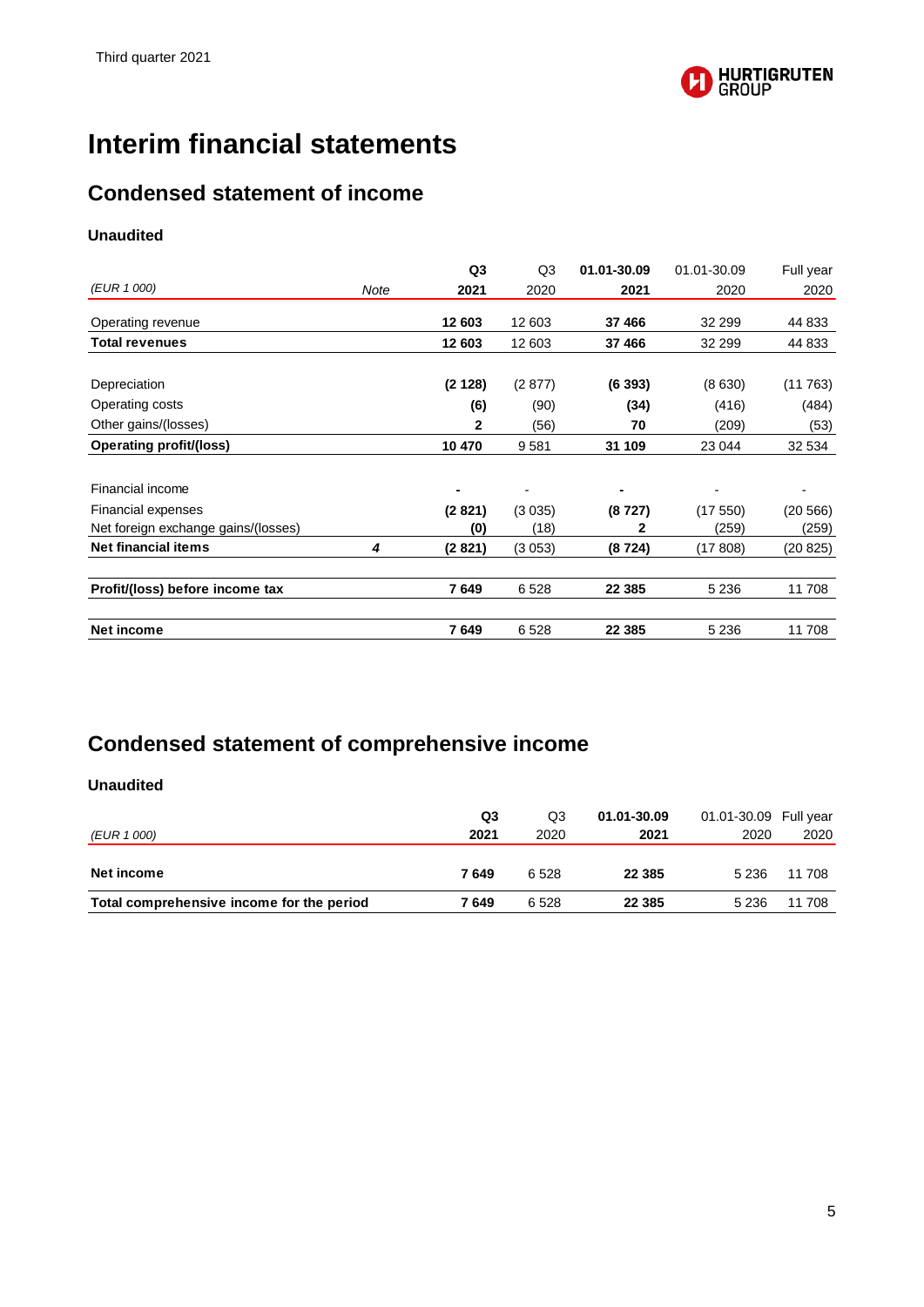# Interim financial statements

## Condensed statement of income

**Unaudited**

| (EUR 1 000) | Note | Q3 2021 | Q3 2020 | 01.01-30.09 2021 | 01.01-30.09 2020 | Full year 2020 |
|---|---|---|---|---|---|---|
| Operating revenue | | **12 603** | 12 603 | **37 466** | 32 299 | 44 833 |
| **Total revenues** | | **12 603** | 12 603 | **37 466** | 32 299 | 44 833 |
| | | | | | | |
| Depreciation | | **(2 128)** | (2 877) | **(6 393)** | (8 630) | (11 763) |
| Operating costs | | **(6)** | (90) | **(34)** | (416) | (484) |
| Other gains/(losses) | | **2** | (56) | **70** | (209) | (53) |
| **Operating profit/(loss)** | | **10 470** | 9 581 | **31 109** | 23 044 | 32 534 |
| | | | | | | |
| Financial income | | **-** | - | **-** | - | - |
| Financial expenses | | **(2 821)** | (3 035) | **(8 727)** | (17 550) | (20 566) |
| Net foreign exchange gains/(losses) | | **(0)** | (18) | **2** | (259) | (259) |
| **Net financial items** | *4* | **(2 821)** | (3 053) | **(8 724)** | (17 808) | (20 825) |
| | | | | | | |
| **Profit/(loss) before income tax** | | **7 649** | 6 528 | **22 385** | 5 236 | 11 708 |
| | | | | | | |
| **Net income** | | **7 649** | 6 528 | **22 385** | 5 236 | 11 708 |

## Condensed statement of comprehensive income

**Unaudited**

| (EUR 1 000) | Q3 2021 | Q3 2020 | 01.01-30.09 2021 | 01.01-30.09 2020 | Full year 2020 |
|---|---|---|---|---|---|
| **Net income** | **7 649** | 6 528 | **22 385** | 5 236 | 11 708 |
| **Total comprehensive income for the period** | **7 649** | 6 528 | **22 385** | 5 236 | 11 708 |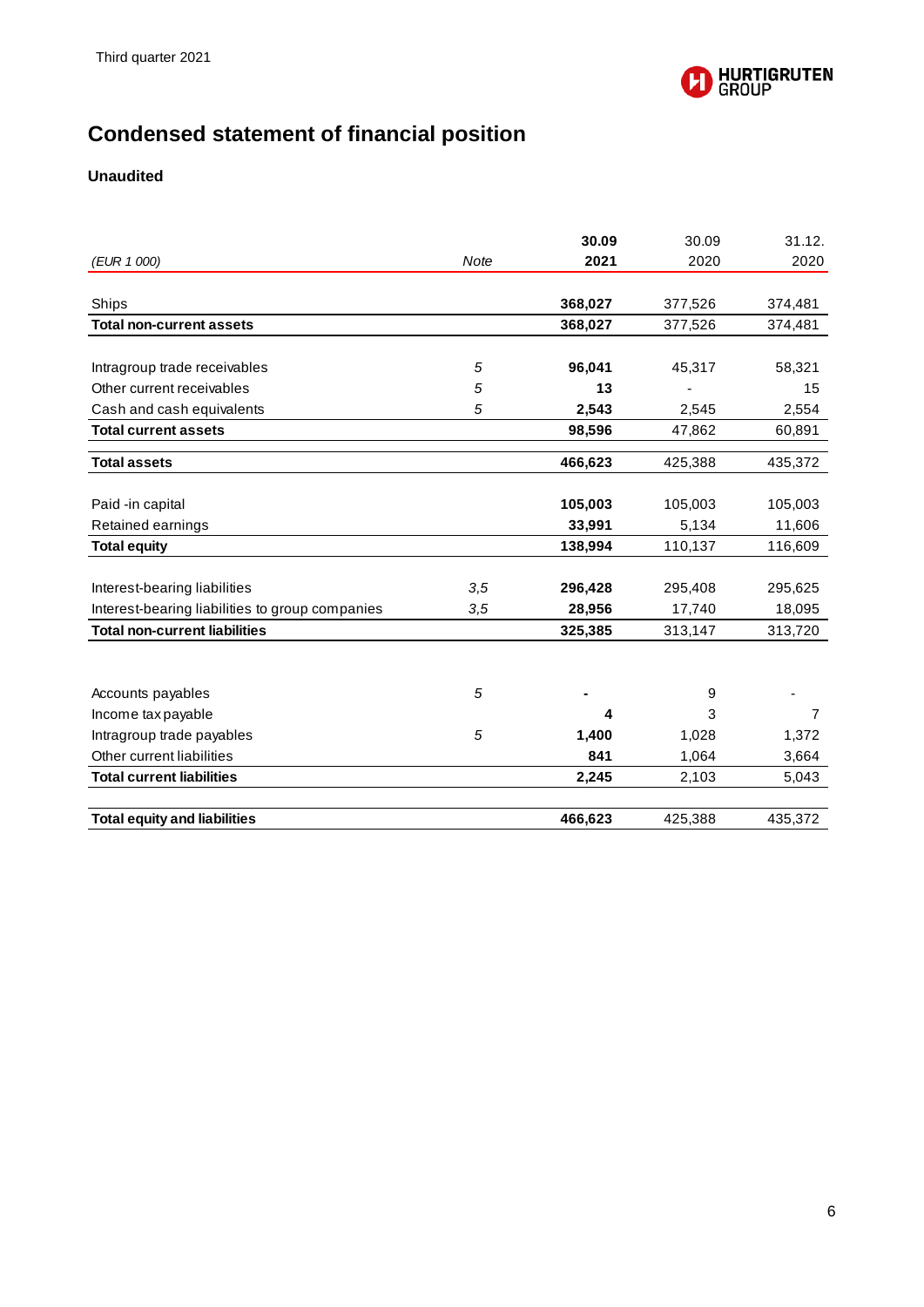# Condensed statement of financial position

**Unaudited**

| (EUR 1 000) | Note | 30.09 2021 | 30.09 2020 | 31.12. 2020 |
|---|---|---|---|---|
| Ships | | **368,027** | 377,526 | 374,481 |
| **Total non-current assets** | | **368,027** | 377,526 | 374,481 |
| | | | | |
| Intragroup trade receivables | 5 | **96,041** | 45,317 | 58,321 |
| Other current receivables | 5 | **13** | - | 15 |
| Cash and cash equivalents | 5 | **2,543** | 2,545 | 2,554 |
| **Total current assets** | | **98,596** | 47,862 | 60,891 |
| | | | | |
| **Total assets** | | **466,623** | 425,388 | 435,372 |
| | | | | |
| Paid -in capital | | **105,003** | 105,003 | 105,003 |
| Retained earnings | | **33,991** | 5,134 | 11,606 |
| **Total equity** | | **138,994** | 110,137 | 116,609 |
| | | | | |
| Interest-bearing liabilities | 3,5 | **296,428** | 295,408 | 295,625 |
| Interest-bearing liabilities to group companies | 3,5 | **28,956** | 17,740 | 18,095 |
| **Total non-current liabilities** | | **325,385** | 313,147 | 313,720 |
| | | | | |
| Accounts payables | 5 | **-** | 9 | - |
| Income tax payable | | **4** | 3 | 7 |
| Intragroup trade payables | 5 | **1,400** | 1,028 | 1,372 |
| Other current liabilities | | **841** | 1,064 | 3,664 |
| **Total current liabilities** | | **2,245** | 2,103 | 5,043 |
| | | | | |
| **Total equity and liabilities** | | **466,623** | 425,388 | 435,372 |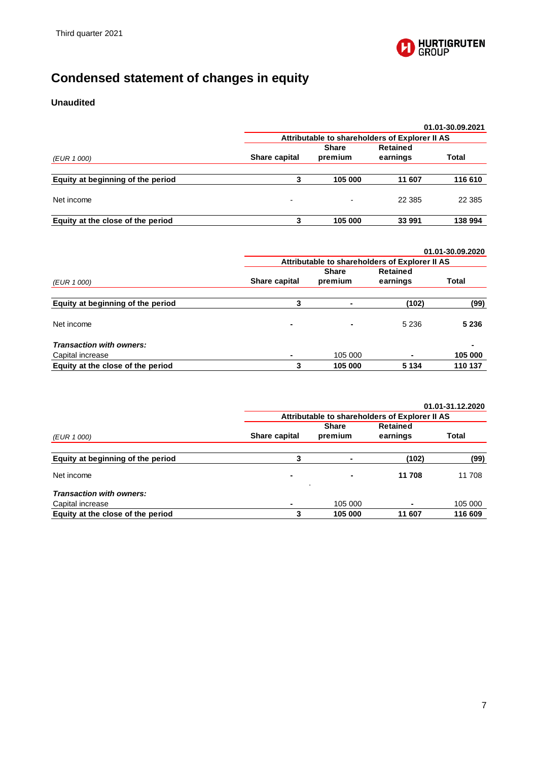# Condensed statement of changes in equity

**Unaudited**

| | | | | 01.01-30.09.2021 |
|---|---|---|---|---|
| | Attributable to shareholders of Explorer II AS | | | |
| *(EUR 1 000)* | Share capital | Share premium | Retained earnings | Total |
| **Equity at beginning of the period** | **3** | **105 000** | **11 607** | **116 610** |
| Net income | - | - | 22 385 | 22 385 |
| **Equity at the close of the period** | **3** | **105 000** | **33 991** | **138 994** |

| | | | | 01.01-30.09.2020 |
|---|---|---|---|---|
| | Attributable to shareholders of Explorer II AS | | | |
| *(EUR 1 000)* | Share capital | Share premium | Retained earnings | Total |
| **Equity at beginning of the period** | **3** | **-** | **(102)** | **(99)** |
| Net income | - | - | 5 236 | **5 236** |
| ***Transaction with owners:*** | | | | - |
| Capital increase | - | 105 000 | - | **105 000** |
| **Equity at the close of the period** | **3** | **105 000** | **5 134** | **110 137** |

| | | | | 01.01-31.12.2020 |
|---|---|---|---|---|
| | Attributable to shareholders of Explorer II AS | | | |
| *(EUR 1 000)* | Share capital | Share premium | Retained earnings | Total |
| **Equity at beginning of the period** | **3** | **-** | **(102)** | **(99)** |
| Net income | - | - | **11 708** | 11 708 |
| ***Transaction with owners:*** | | | | |
| Capital increase | - | 105 000 | - | 105 000 |
| **Equity at the close of the period** | **3** | **105 000** | **11 607** | **116 609** |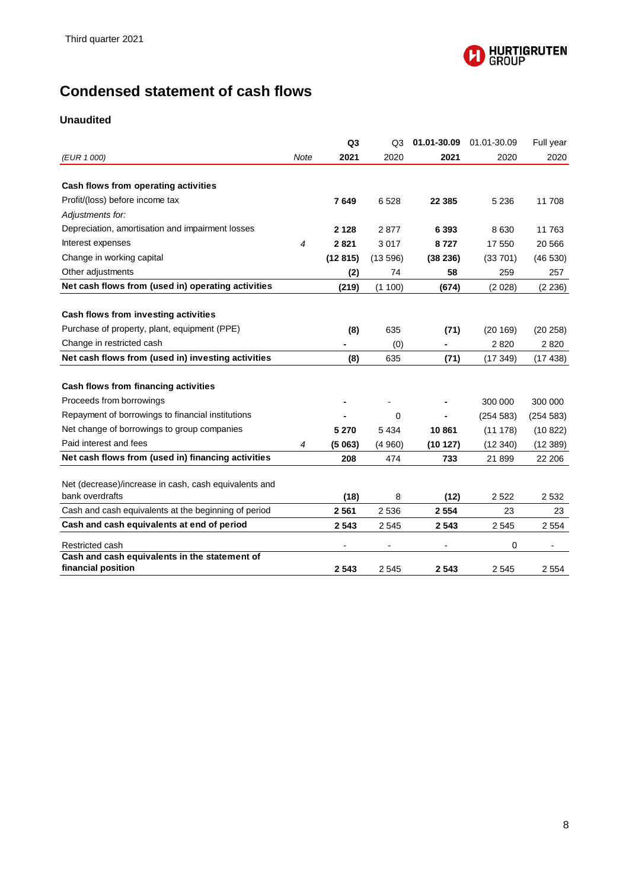# Condensed statement of cash flows

### Unaudited

| (EUR 1 000) | Note | Q3 2021 | Q3 2020 | 01.01-30.09 2021 | 01.01-30.09 2020 | Full year 2020 |
|---|---|---|---|---|---|---|
| **Cash flows from operating activities** | | | | | | |
| Profit/(loss) before income tax | | **7 649** | 6 528 | **22 385** | 5 236 | 11 708 |
| *Adjustments for:* | | | | | | |
| Depreciation, amortisation and impairment losses | | **2 128** | 2 877 | **6 393** | 8 630 | 11 763 |
| Interest expenses | *4* | **2 821** | 3 017 | **8 727** | 17 550 | 20 566 |
| Change in working capital | | **(12 815)** | (13 596) | **(38 236)** | (33 701) | (46 530) |
| Other adjustments | | **(2)** | 74 | **58** | 259 | 257 |
| **Net cash flows from (used in) operating activities** | | **(219)** | (1 100) | **(674)** | (2 028) | (2 236) |
| **Cash flows from investing activities** | | | | | | |
| Purchase of property, plant, equipment (PPE) | | **(8)** | 635 | **(71)** | (20 169) | (20 258) |
| Change in restricted cash | | **-** | (0) | **-** | 2 820 | 2 820 |
| **Net cash flows from (used in) investing activities** | | **(8)** | 635 | **(71)** | (17 349) | (17 438) |
| **Cash flows from financing activities** | | | | | | |
| Proceeds from borrowings | | **-** | - | **-** | 300 000 | 300 000 |
| Repayment of borrowings to financial institutions | | **-** | 0 | **-** | (254 583) | (254 583) |
| Net change of borrowings to group companies | | **5 270** | 5 434 | **10 861** | (11 178) | (10 822) |
| Paid interest and fees | *4* | **(5 063)** | (4 960) | **(10 127)** | (12 340) | (12 389) |
| **Net cash flows from (used in) financing activities** | | **208** | 474 | **733** | 21 899 | 22 206 |
| Net (decrease)/increase in cash, cash equivalents and bank overdrafts | | **(18)** | 8 | **(12)** | 2 522 | 2 532 |
| Cash and cash equivalents at the beginning of period | | **2 561** | 2 536 | **2 554** | 23 | 23 |
| **Cash and cash equivalents at end of period** | | **2 543** | 2 545 | **2 543** | 2 545 | 2 554 |
| Restricted cash | | - | - | - | 0 | - |
| **Cash and cash equivalents in the statement of financial position** | | **2 543** | 2 545 | **2 543** | 2 545 | 2 554 |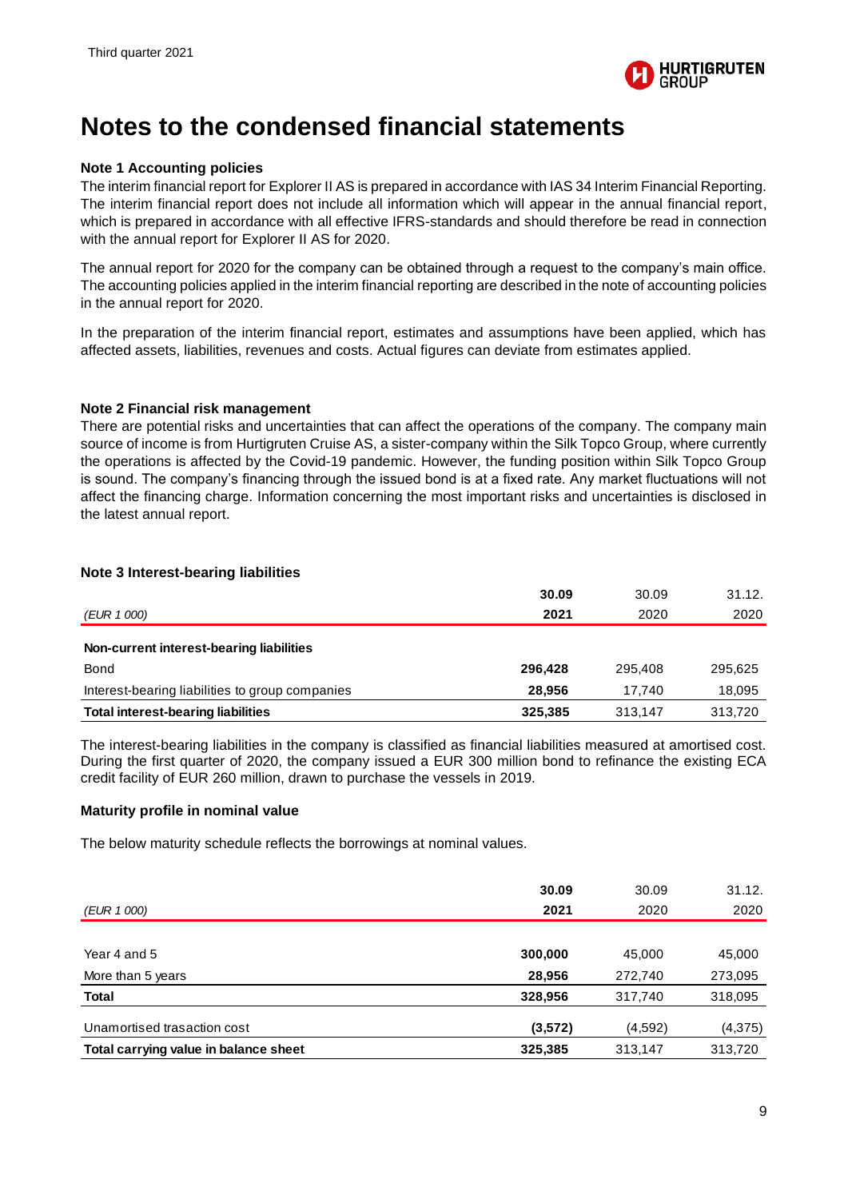# Notes to the condensed financial statements

### Note 1 Accounting policies

The interim financial report for Explorer II AS is prepared in accordance with IAS 34 Interim Financial Reporting. The interim financial report does not include all information which will appear in the annual financial report, which is prepared in accordance with all effective IFRS-standards and should therefore be read in connection with the annual report for Explorer II AS for 2020.

The annual report for 2020 for the company can be obtained through a request to the company's main office. The accounting policies applied in the interim financial reporting are described in the note of accounting policies in the annual report for 2020.

In the preparation of the interim financial report, estimates and assumptions have been applied, which has affected assets, liabilities, revenues and costs. Actual figures can deviate from estimates applied.

### Note 2 Financial risk management

There are potential risks and uncertainties that can affect the operations of the company. The company main source of income is from Hurtigruten Cruise AS, a sister-company within the Silk Topco Group, where currently the operations is affected by the Covid-19 pandemic. However, the funding position within Silk Topco Group is sound. The company's financing through the issued bond is at a fixed rate. Any market fluctuations will not affect the financing charge. Information concerning the most important risks and uncertainties is disclosed in the latest annual report.

### Note 3 Interest-bearing liabilities

| *(EUR 1 000)* | **30.09 2021** | 30.09 2020 | 31.12. 2020 |
|---|---|---|---|
| **Non-current interest-bearing liabilities** | | | |
| Bond | **296,428** | 295,408 | 295,625 |
| Interest-bearing liabilities to group companies | **28,956** | 17,740 | 18,095 |
| **Total interest-bearing liabilities** | **325,385** | 313,147 | 313,720 |

The interest-bearing liabilities in the company is classified as financial liabilities measured at amortised cost. During the first quarter of 2020, the company issued a EUR 300 million bond to refinance the existing ECA credit facility of EUR 260 million, drawn to purchase the vessels in 2019.

#### Maturity profile in nominal value

The below maturity schedule reflects the borrowings at nominal values.

| *(EUR 1 000)* | **30.09 2021** | 30.09 2020 | 31.12. 2020 |
|---|---|---|---|
| Year 4 and 5 | **300,000** | 45,000 | 45,000 |
| More than 5 years | **28,956** | 272,740 | 273,095 |
| **Total** | **328,956** | 317,740 | 318,095 |
| Unamortised trasaction cost | **(3,572)** | (4,592) | (4,375) |
| **Total carrying value in balance sheet** | **325,385** | 313,147 | 313,720 |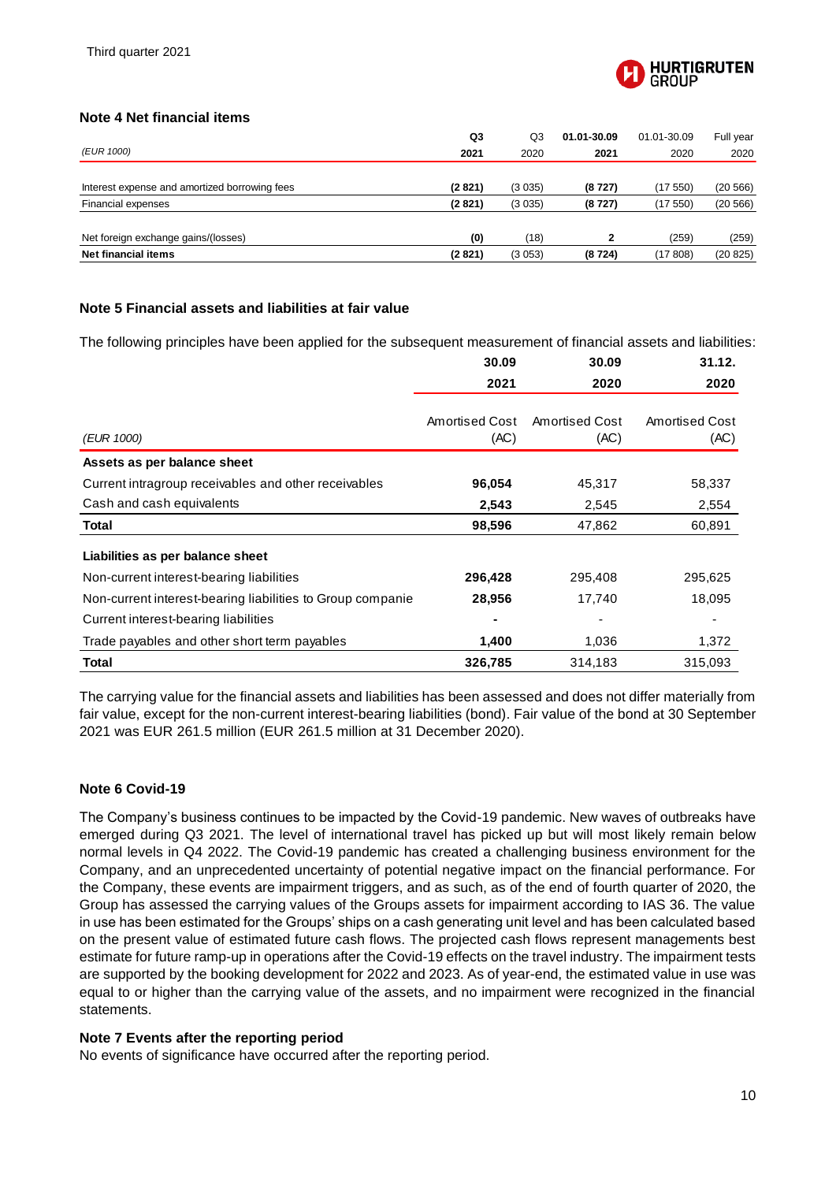## Note 4 Net financial items

| (EUR 1000) | Q3 2021 | Q3 2020 | 01.01-30.09 2021 | 01.01-30.09 2020 | Full year 2020 |
|---|---|---|---|---|---|
| Interest expense and amortized borrowing fees | **(2 821)** | (3 035) | **(8 727)** | (17 550) | (20 566) |
| Financial expenses | **(2 821)** | (3 035) | **(8 727)** | (17 550) | (20 566) |
| Net foreign exchange gains/(losses) | **(0)** | (18) | **2** | (259) | (259) |
| **Net financial items** | **(2 821)** | (3 053) | **(8 724)** | (17 808) | (20 825) |

## Note 5 Financial assets and liabilities at fair value

The following principles have been applied for the subsequent measurement of financial assets and liabilities:

| | 30.09 2021 | 30.09 2020 | 31.12. 2020 |
|---|---|---|---|
| (EUR 1000) | Amortised Cost (AC) | Amortised Cost (AC) | Amortised Cost (AC) |
| **Assets as per balance sheet** | | | |
| Current intragroup receivables and other receivables | **96,054** | 45,317 | 58,337 |
| Cash and cash equivalents | **2,543** | 2,545 | 2,554 |
| **Total** | **98,596** | 47,862 | 60,891 |
| **Liabilities as per balance sheet** | | | |
| Non-current interest-bearing liabilities | **296,428** | 295,408 | 295,625 |
| Non-current interest-bearing liabilities to Group companie | **28,956** | 17,740 | 18,095 |
| Current interest-bearing liabilities | **-** | - | - |
| Trade payables and other short term payables | **1,400** | 1,036 | 1,372 |
| **Total** | **326,785** | 314,183 | 315,093 |

The carrying value for the financial assets and liabilities has been assessed and does not differ materially from fair value, except for the non-current interest-bearing liabilities (bond). Fair value of the bond at 30 September 2021 was EUR 261.5 million (EUR 261.5 million at 31 December 2020).

## Note 6 Covid-19

The Company's business continues to be impacted by the Covid-19 pandemic. New waves of outbreaks have emerged during Q3 2021. The level of international travel has picked up but will most likely remain below normal levels in Q4 2022. The Covid-19 pandemic has created a challenging business environment for the Company, and an unprecedented uncertainty of potential negative impact on the financial performance. For the Company, these events are impairment triggers, and as such, as of the end of fourth quarter of 2020, the Group has assessed the carrying values of the Groups assets for impairment according to IAS 36. The value in use has been estimated for the Groups' ships on a cash generating unit level and has been calculated based on the present value of estimated future cash flows. The projected cash flows represent managements best estimate for future ramp-up in operations after the Covid-19 effects on the travel industry. The impairment tests are supported by the booking development for 2022 and 2023. As of year-end, the estimated value in use was equal to or higher than the carrying value of the assets, and no impairment were recognized in the financial statements.

## Note 7 Events after the reporting period

No events of significance have occurred after the reporting period.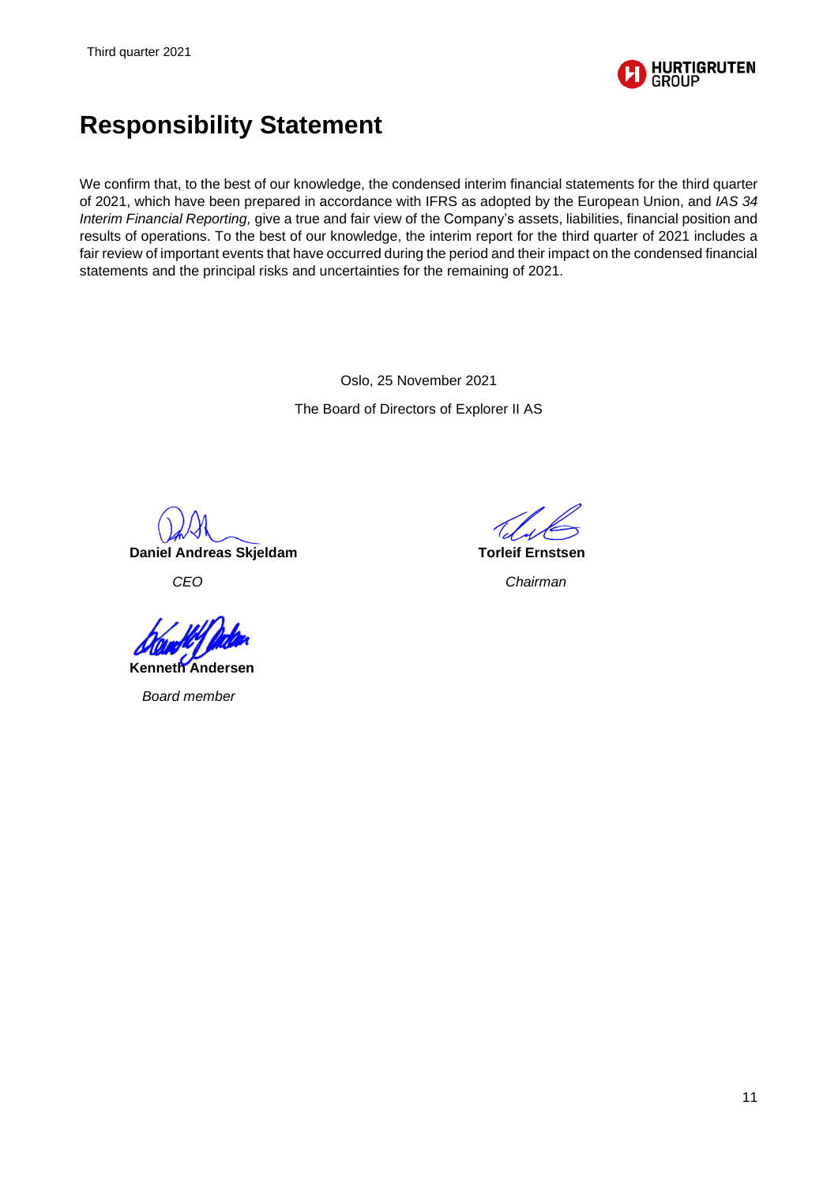# Responsibility Statement

We confirm that, to the best of our knowledge, the condensed interim financial statements for the third quarter of 2021, which have been prepared in accordance with IFRS as adopted by the European Union, and *IAS 34 Interim Financial Reporting,* give a true and fair view of the Company's assets, liabilities, financial position and results of operations. To the best of our knowledge, the interim report for the third quarter of 2021 includes a fair review of important events that have occurred during the period and their impact on the condensed financial statements and the principal risks and uncertainties for the remaining of 2021.

Oslo, 25 November 2021

The Board of Directors of Explorer II AS

**Daniel Andreas Skjeldam**
*CEO*

**Torleif Ernstsen**
*Chairman*

**Kenneth Andersen**
*Board member*